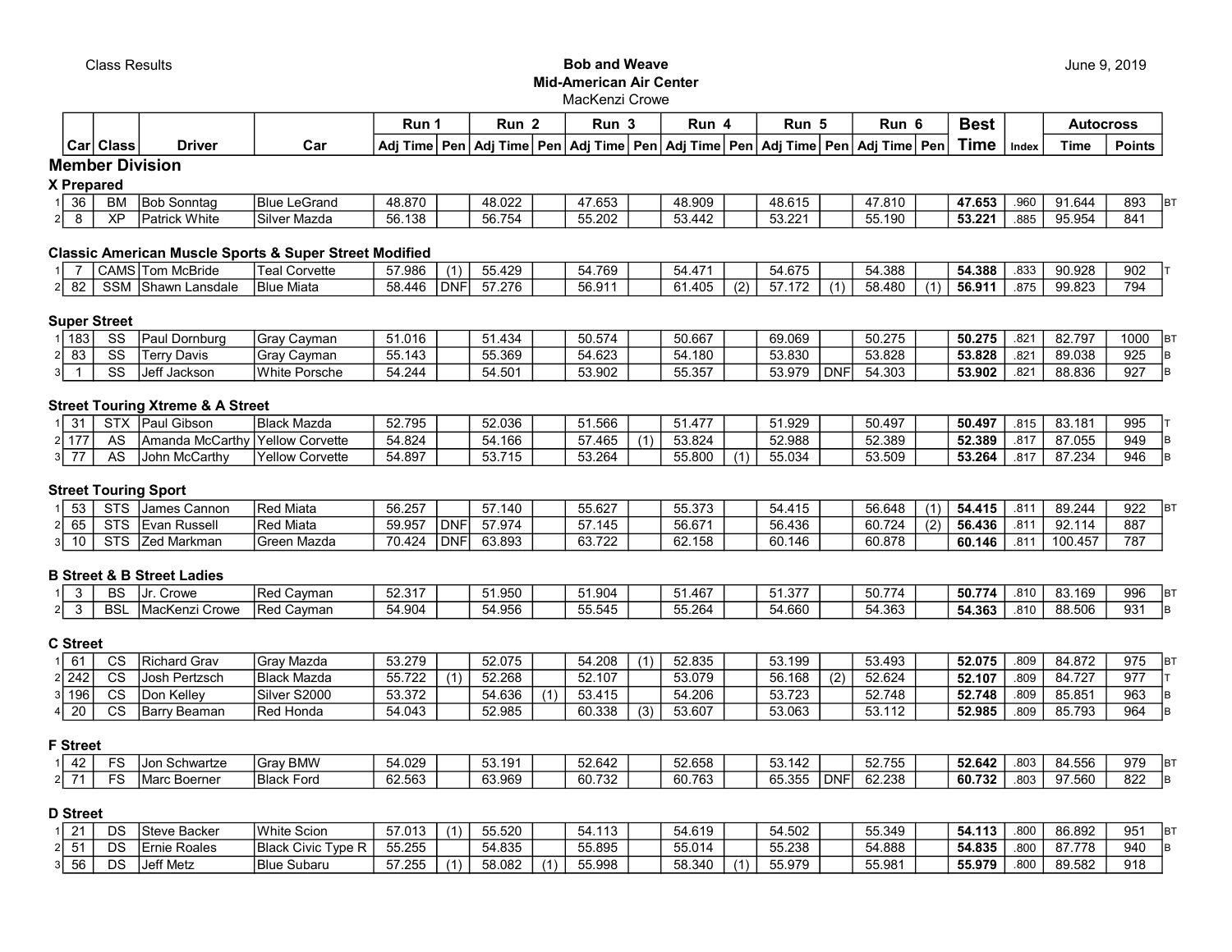Class Results

**Bob and Weave**
**Mid-American Air Center**
MacKenzi Crowe

June 9, 2019

| | Car | Class | Driver | Car | Run 1 | | Run 2 | | Run 3 | | Run 4 | | Run 5 | | Run 6 | | Best | Index | Autocross | | |
|---|---|---|---|---|---|---|---|---|---|---|---|---|---|---|---|---|---|---|---|---|---|
| | | | | | Adj Time | Pen | Adj Time | Pen | Adj Time | Pen | Adj Time | Pen | Adj Time | Pen | Adj Time | Pen | Time | | Time | Points | |
| **Member Division** | | | | | | | | | | | | | | | | | | | | | |
| **X Prepared** | | | | | | | | | | | | | | | | | | | | | |
| 1 | 36 | BM | Bob Sonntag | Blue LeGrand | 48.870 | | 48.022 | | 47.653 | | 48.909 | | 48.615 | | 47.810 | | **47.653** | .960 | 91.644 | 893 | BT |
| 2 | 8 | XP | Patrick White | Silver Mazda | 56.138 | | 56.754 | | 55.202 | | 53.442 | | 53.221 | | 55.190 | | **53.221** | .885 | 95.954 | 841 | |
| **Classic American Muscle Sports & Super Street Modified** | | | | | | | | | | | | | | | | | | | | | |
| 1 | 7 | CAMS | Tom McBride | Teal Corvette | 57.986 | (1) | 55.429 | | 54.769 | | 54.471 | | 54.675 | | 54.388 | | **54.388** | .833 | 90.928 | 902 | T |
| 2 | 82 | SSM | Shawn Lansdale | Blue Miata | 58.446 | DNF | 57.276 | | 56.911 | | 61.405 | (2) | 57.172 | (1) | 58.480 | (1) | **56.911** | .875 | 99.823 | 794 | |
| **Super Street** | | | | | | | | | | | | | | | | | | | | | |
| 1 | 183 | SS | Paul Dornburg | Gray Cayman | 51.016 | | 51.434 | | 50.574 | | 50.667 | | 69.069 | | 50.275 | | **50.275** | .821 | 82.797 | 1000 | BT |
| 2 | 83 | SS | Terry Davis | Gray Cayman | 55.143 | | 55.369 | | 54.623 | | 54.180 | | 53.830 | | 53.828 | | **53.828** | .821 | 89.038 | 925 | B |
| 3 | 1 | SS | Jeff Jackson | White Porsche | 54.244 | | 54.501 | | 53.902 | | 55.357 | | 53.979 | DNF | 54.303 | | **53.902** | .821 | 88.836 | 927 | B |
| **Street Touring Xtreme & A Street** | | | | | | | | | | | | | | | | | | | | | |
| 1 | 31 | STX | Paul Gibson | Black Mazda | 52.795 | | 52.036 | | 51.566 | | 51.477 | | 51.929 | | 50.497 | | **50.497** | .815 | 83.181 | 995 | T |
| 2 | 177 | AS | Amanda McCarthy | Yellow Corvette | 54.824 | | 54.166 | | 57.465 | (1) | 53.824 | | 52.988 | | 52.389 | | **52.389** | .817 | 87.055 | 949 | B |
| 3 | 77 | AS | John McCarthy | Yellow Corvette | 54.897 | | 53.715 | | 53.264 | | 55.800 | (1) | 55.034 | | 53.509 | | **53.264** | .817 | 87.234 | 946 | B |
| **Street Touring Sport** | | | | | | | | | | | | | | | | | | | | | |
| 1 | 53 | STS | James Cannon | Red Miata | 56.257 | | 57.140 | | 55.627 | | 55.373 | | 54.415 | | 56.648 | (1) | **54.415** | .811 | 89.244 | 922 | BT |
| 2 | 65 | STS | Evan Russell | Red Miata | 59.957 | DNF | 57.974 | | 57.145 | | 56.671 | | 56.436 | | 60.724 | (2) | **56.436** | .811 | 92.114 | 887 | |
| 3 | 10 | STS | Zed Markman | Green Mazda | 70.424 | DNF | 63.893 | | 63.722 | | 62.158 | | 60.146 | | 60.878 | | **60.146** | .811 | 100.457 | 787 | |
| **B Street & B Street Ladies** | | | | | | | | | | | | | | | | | | | | | |
| 1 | 3 | BS | Jr. Crowe | Red Cayman | 52.317 | | 51.950 | | 51.904 | | 51.467 | | 51.377 | | 50.774 | | **50.774** | .810 | 83.169 | 996 | BT |
| 2 | 3 | BSL | MacKenzi Crowe | Red Cayman | 54.904 | | 54.956 | | 55.545 | | 55.264 | | 54.660 | | 54.363 | | **54.363** | .810 | 88.506 | 931 | B |
| **C Street** | | | | | | | | | | | | | | | | | | | | | |
| 1 | 61 | CS | Richard Grav | Gray Mazda | 53.279 | | 52.075 | | 54.208 | (1) | 52.835 | | 53.199 | | 53.493 | | **52.075** | .809 | 84.872 | 975 | BT |
| 2 | 242 | CS | Josh Pertzsch | Black Mazda | 55.722 | (1) | 52.268 | | 52.107 | | 53.079 | | 56.168 | (2) | 52.624 | | **52.107** | .809 | 84.727 | 977 | T |
| 3 | 196 | CS | Don Kelley | Silver S2000 | 53.372 | | 54.636 | (1) | 53.415 | | 54.206 | | 53.723 | | 52.748 | | **52.748** | .809 | 85.851 | 963 | B |
| 4 | 20 | CS | Barry Beaman | Red Honda | 54.043 | | 52.985 | | 60.338 | (3) | 53.607 | | 53.063 | | 53.112 | | **52.985** | .809 | 85.793 | 964 | B |
| **F Street** | | | | | | | | | | | | | | | | | | | | | |
| 1 | 42 | FS | Jon Schwartze | Gray BMW | 54.029 | | 53.191 | | 52.642 | | 52.658 | | 53.142 | | 52.755 | | **52.642** | .803 | 84.556 | 979 | BT |
| 2 | 71 | FS | Marc Boerner | Black Ford | 62.563 | | 63.969 | | 60.732 | | 60.763 | | 65.355 | DNF | 62.238 | | **60.732** | .803 | 97.560 | 822 | B |
| **D Street** | | | | | | | | | | | | | | | | | | | | | |
| 1 | 21 | DS | Steve Backer | White Scion | 57.013 | (1) | 55.520 | | 54.113 | | 54.619 | | 54.502 | | 55.349 | | **54.113** | .800 | 86.892 | 951 | BT |
| 2 | 51 | DS | Ernie Roales | Black Civic Type R | 55.255 | | 54.835 | | 55.895 | | 55.014 | | 55.238 | | 54.888 | | **54.835** | .800 | 87.778 | 940 | B |
| 3 | 56 | DS | Jeff Metz | Blue Subaru | 57.255 | (1) | 58.082 | (1) | 55.998 | | 58.340 | (1) | 55.979 | | 55.981 | | **55.979** | .800 | 89.582 | 918 | |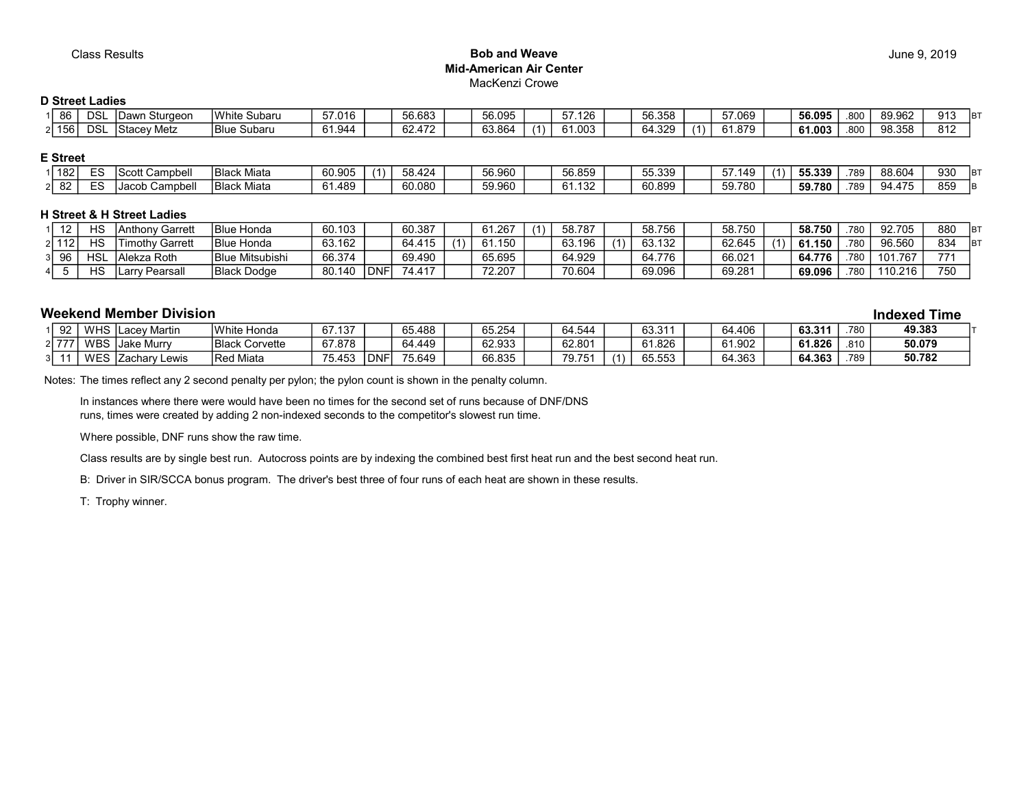Class Results

**Bob and Weave**
**Mid-American Air Center**
MacKenzi Crowe

June 9, 2019

### D Street Ladies

| | | | | | | | | | | | | | | | | | | | | | |
|---|---|---|---|---|---|---|---|---|---|---|---|---|---|---|---|---|---|---|---|---|---|
| 1 | 86 | DSL | Dawn Sturgeon | White Subaru | 57.016 | | 56.683 | | 56.095 | | 57.126 | | 56.358 | | 57.069 | | **56.095** | .800 | 89.962 | 913 | BT |
| 2 | 156 | DSL | Stacey Metz | Blue Subaru | 61.944 | | 62.472 | | 63.864 | (1) | 61.003 | | 64.329 | (1) | 61.879 | | **61.003** | .800 | 98.358 | 812 | |

### E Street

| | | | | | | | | | | | | | | | | | | | | | |
|---|---|---|---|---|---|---|---|---|---|---|---|---|---|---|---|---|---|---|---|---|---|
| 1 | 182 | ES | Scott Campbell | Black Miata | 60.905 | (1) | 58.424 | | 56.960 | | 56.859 | | 55.339 | | 57.149 | (1) | **55.339** | .789 | 88.604 | 930 | BT |
| 2 | 82 | ES | Jacob Campbell | Black Miata | 61.489 | | 60.080 | | 59.960 | | 61.132 | | 60.899 | | 59.780 | | **59.780** | .789 | 94.475 | 859 | B |

### H Street & H Street Ladies

| | | | | | | | | | | | | | | | | | | | | | |
|---|---|---|---|---|---|---|---|---|---|---|---|---|---|---|---|---|---|---|---|---|---|
| 1 | 12 | HS | Anthony Garrett | Blue Honda | 60.103 | | 60.387 | | 61.267 | (1) | 58.787 | | 58.756 | | 58.750 | | **58.750** | .780 | 92.705 | 880 | BT |
| 2 | 112 | HS | Timothy Garrett | Blue Honda | 63.162 | | 64.415 | (1) | 61.150 | | 63.196 | (1) | 63.132 | | 62.645 | (1) | **61.150** | .780 | 96.560 | 834 | BT |
| 3 | 96 | HSL | Alekza Roth | Blue Mitsubishi | 66.374 | | 69.490 | | 65.695 | | 64.929 | | 64.776 | | 66.021 | | **64.776** | .780 | 101.767 | 771 | |
| 4 | 5 | HS | Larry Pearsall | Black Dodge | 80.140 | DNF | 74.417 | | 72.207 | | 70.604 | | 69.096 | | 69.281 | | **69.096** | .780 | 110.216 | 750 | |

## Weekend Member Division

| | | | | | | | | | | | | | | | | | | | Indexed Time | |
|---|---|---|---|---|---|---|---|---|---|---|---|---|---|---|---|---|---|---|---|---|
| 1 | 92 | WHS | Lacey Martin | White Honda | 67.137 | | 65.488 | | 65.254 | | 64.544 | | 63.311 | | 64.406 | | **63.311** | .780 | **49.383** | T |
| 2 | 777 | WBS | Jake Murry | Black Corvette | 67.878 | | 64.449 | | 62.933 | | 62.801 | | 61.826 | | 61.902 | | **61.826** | .810 | **50.079** | |
| 3 | 11 | WES | Zachary Lewis | Red Miata | 75.453 | DNF | 75.649 | | 66.835 | | 79.751 | (1) | 65.553 | | 64.363 | | **64.363** | .789 | **50.782** | |

Notes: The times reflect any 2 second penalty per pylon; the pylon count is shown in the penalty column.

In instances where there were would have been no times for the second set of runs because of DNF/DNS runs, times were created by adding 2 non-indexed seconds to the competitor's slowest run time.

Where possible, DNF runs show the raw time.

Class results are by single best run. Autocross points are by indexing the combined best first heat run and the best second heat run.

B: Driver in SIR/SCCA bonus program. The driver's best three of four runs of each heat are shown in these results.

T: Trophy winner.